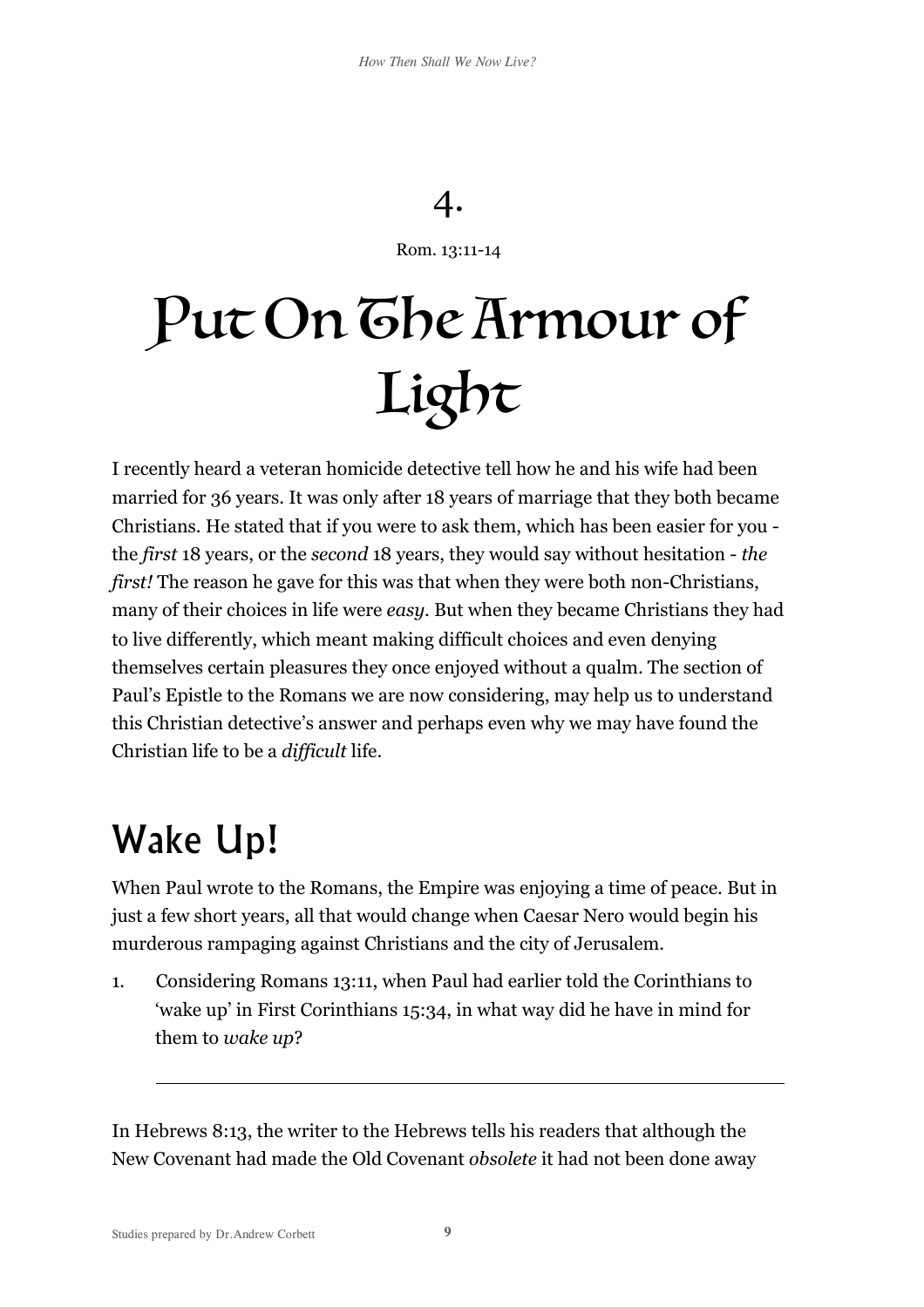# 4.

Rom. 13:11-14

# Put On The Armour of Light

I recently heard a veteran homicide detective tell how he and his wife had been married for 36 years. It was only after 18 years of marriage that they both became Christians. He stated that if you were to ask them, which has been easier for you - the *first* 18 years, or the *second* 18 years, they would say without hesitation - *the first!* The reason he gave for this was that when they were both non-Christians, many of their choices in life were *easy.* But when they became Christians they had to live differently, which meant making difficult choices and even denying themselves certain pleasures they once enjoyed without a qualm. The section of Paul's Epistle to the Romans we are now considering, may help us to understand this Christian detective's answer and perhaps even why we may have found the Christian life to be a *difficult* life.

## Wake Up!

When Paul wrote to the Romans, the Empire was enjoying a time of peace. But in just a few short years, all that would change when Caesar Nero would begin his murderous rampaging against Christians and the city of Jerusalem.

1. Considering Romans 13:11, when Paul had earlier told the Corinthians to 'wake up' in First Corinthians 15:34, in what way did he have in mind for them to *wake up*?

   ---

In Hebrews 8:13, the writer to the Hebrews tells his readers that although the New Covenant had made the Old Covenant *obsolete* it had not been done away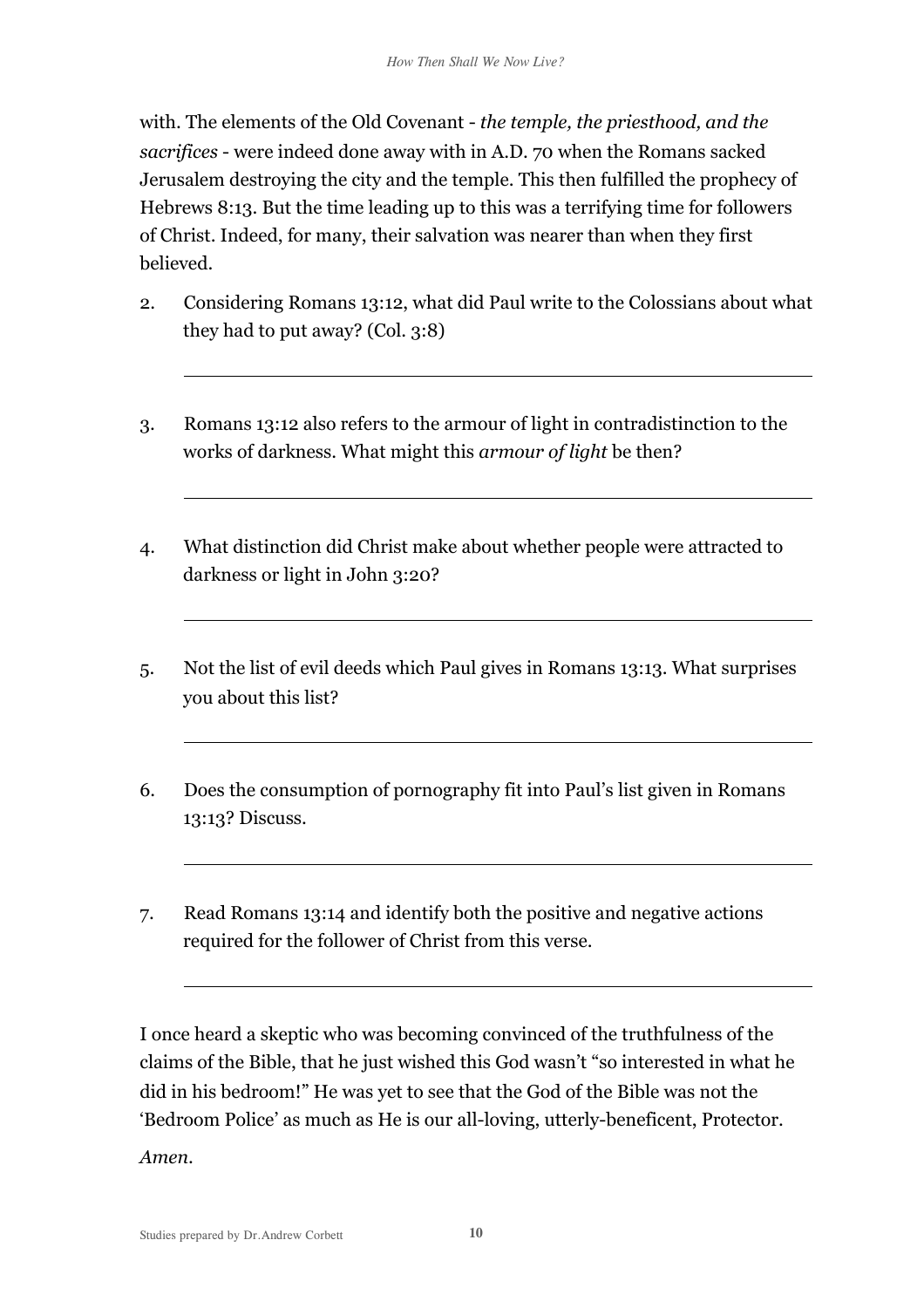with. The elements of the Old Covenant - *the temple, the priesthood, and the sacrifices* - were indeed done away with in A.D. 70 when the Romans sacked Jerusalem destroying the city and the temple. This then fulfilled the prophecy of Hebrews 8:13. But the time leading up to this was a terrifying time for followers of Christ. Indeed, for many, their salvation was nearer than when they first believed.

2. Considering Romans 13:12, what did Paul write to the Colossians about what they had to put away? (Col. 3:8)

   ___

3. Romans 13:12 also refers to the armour of light in contradistinction to the works of darkness. What might this *armour of light* be then?

   ___

4. What distinction did Christ make about whether people were attracted to darkness or light in John 3:20?

   ___

5. Not the list of evil deeds which Paul gives in Romans 13:13. What surprises you about this list?

   ___

6. Does the consumption of pornography fit into Paul's list given in Romans 13:13? Discuss.

   ___

7. Read Romans 13:14 and identify both the positive and negative actions required for the follower of Christ from this verse.

   ___

I once heard a skeptic who was becoming convinced of the truthfulness of the claims of the Bible, that he just wished this God wasn't "so interested in what he did in his bedroom!" He was yet to see that the God of the Bible was not the 'Bedroom Police' as much as He is our all-loving, utterly-beneficent, Protector.

*Amen.*